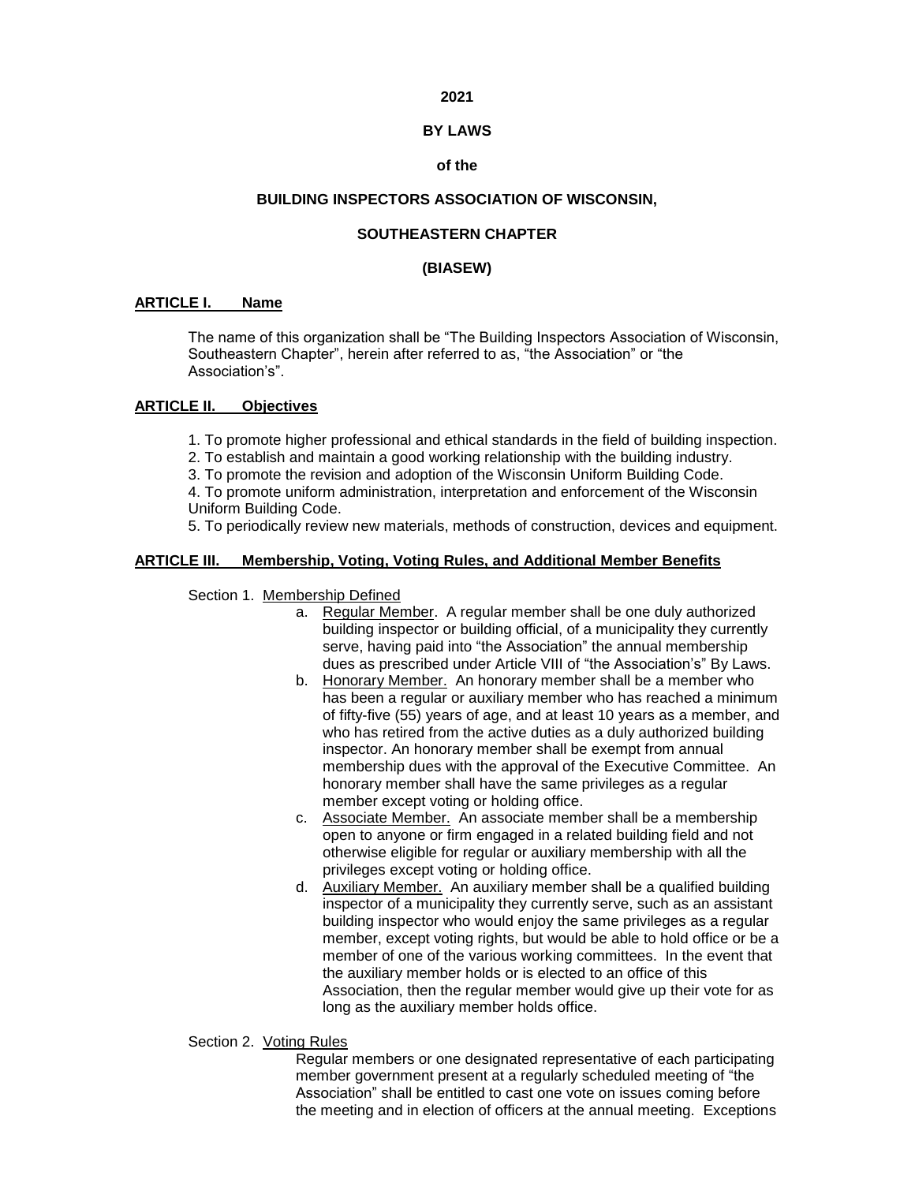**2021**

**BY LAWS**

**of the**

**BUILDING INSPECTORS ASSOCIATION OF WISCONSIN,**

**SOUTHEASTERN CHAPTER**

**(BIASEW)**

## ARTICLE I. Name

The name of this organization shall be "The Building Inspectors Association of Wisconsin, Southeastern Chapter", herein after referred to as, "the Association" or "the Association's".

## ARTICLE II. Objectives

1. To promote higher professional and ethical standards in the field of building inspection.
2. To establish and maintain a good working relationship with the building industry.
3. To promote the revision and adoption of the Wisconsin Uniform Building Code.
4. To promote uniform administration, interpretation and enforcement of the Wisconsin Uniform Building Code.
5. To periodically review new materials, methods of construction, devices and equipment.

## ARTICLE III. Membership, Voting, Voting Rules, and Additional Member Benefits

Section 1. Membership Defined

a. Regular Member. A regular member shall be one duly authorized building inspector or building official, of a municipality they currently serve, having paid into "the Association" the annual membership dues as prescribed under Article VIII of "the Association's" By Laws.

b. Honorary Member. An honorary member shall be a member who has been a regular or auxiliary member who has reached a minimum of fifty-five (55) years of age, and at least 10 years as a member, and who has retired from the active duties as a duly authorized building inspector. An honorary member shall be exempt from annual membership dues with the approval of the Executive Committee. An honorary member shall have the same privileges as a regular member except voting or holding office.

c. Associate Member. An associate member shall be a membership open to anyone or firm engaged in a related building field and not otherwise eligible for regular or auxiliary membership with all the privileges except voting or holding office.

d. Auxiliary Member. An auxiliary member shall be a qualified building inspector of a municipality they currently serve, such as an assistant building inspector who would enjoy the same privileges as a regular member, except voting rights, but would be able to hold office or be a member of one of the various working committees. In the event that the auxiliary member holds or is elected to an office of this Association, then the regular member would give up their vote for as long as the auxiliary member holds office.

Section 2. Voting Rules

Regular members or one designated representative of each participating member government present at a regularly scheduled meeting of "the Association" shall be entitled to cast one vote on issues coming before the meeting and in election of officers at the annual meeting. Exceptions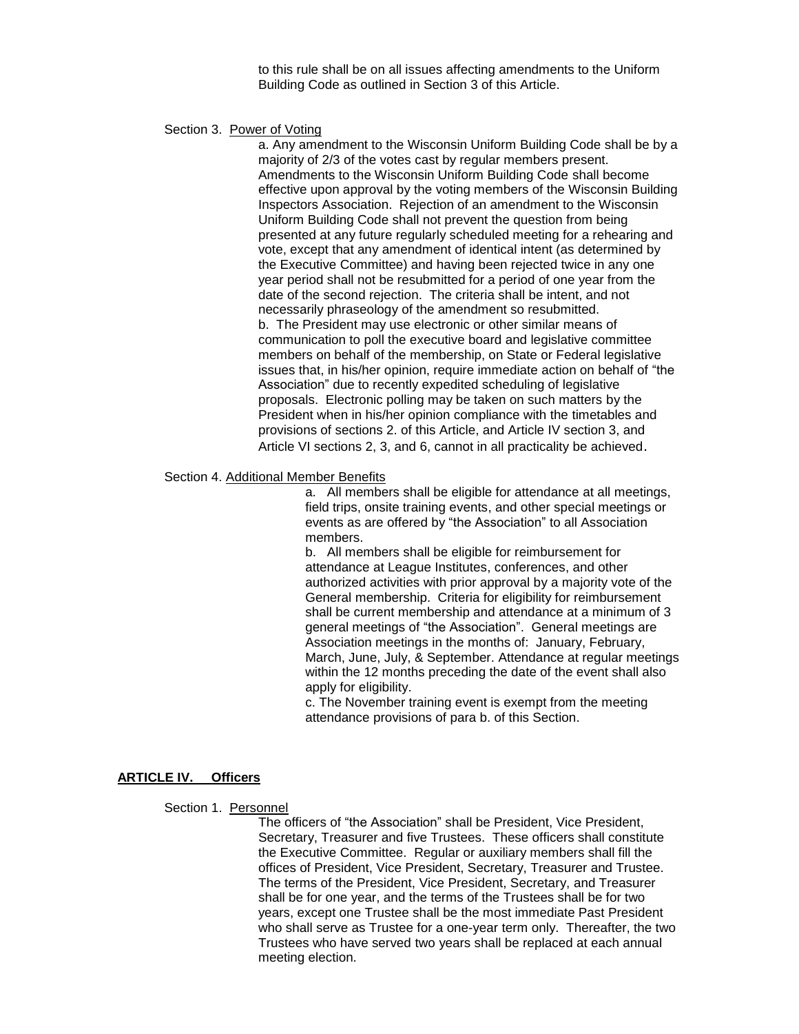to this rule shall be on all issues affecting amendments to the Uniform Building Code as outlined in Section 3 of this Article.

Section 3. Power of Voting

a. Any amendment to the Wisconsin Uniform Building Code shall be by a majority of 2/3 of the votes cast by regular members present. Amendments to the Wisconsin Uniform Building Code shall become effective upon approval by the voting members of the Wisconsin Building Inspectors Association. Rejection of an amendment to the Wisconsin Uniform Building Code shall not prevent the question from being presented at any future regularly scheduled meeting for a rehearing and vote, except that any amendment of identical intent (as determined by the Executive Committee) and having been rejected twice in any one year period shall not be resubmitted for a period of one year from the date of the second rejection. The criteria shall be intent, and not necessarily phraseology of the amendment so resubmitted.

b. The President may use electronic or other similar means of communication to poll the executive board and legislative committee members on behalf of the membership, on State or Federal legislative issues that, in his/her opinion, require immediate action on behalf of "the Association" due to recently expedited scheduling of legislative proposals. Electronic polling may be taken on such matters by the President when in his/her opinion compliance with the timetables and provisions of sections 2. of this Article, and Article IV section 3, and Article VI sections 2, 3, and 6, cannot in all practicality be achieved.

Section 4. Additional Member Benefits

a. All members shall be eligible for attendance at all meetings, field trips, onsite training events, and other special meetings or events as are offered by "the Association" to all Association members.

b. All members shall be eligible for reimbursement for attendance at League Institutes, conferences, and other authorized activities with prior approval by a majority vote of the General membership. Criteria for eligibility for reimbursement shall be current membership and attendance at a minimum of 3 general meetings of "the Association". General meetings are Association meetings in the months of: January, February, March, June, July, & September. Attendance at regular meetings within the 12 months preceding the date of the event shall also apply for eligibility.

c. The November training event is exempt from the meeting attendance provisions of para b. of this Section.

## ARTICLE IV. Officers

Section 1. Personnel

The officers of "the Association" shall be President, Vice President, Secretary, Treasurer and five Trustees. These officers shall constitute the Executive Committee. Regular or auxiliary members shall fill the offices of President, Vice President, Secretary, Treasurer and Trustee. The terms of the President, Vice President, Secretary, and Treasurer shall be for one year, and the terms of the Trustees shall be for two years, except one Trustee shall be the most immediate Past President who shall serve as Trustee for a one-year term only. Thereafter, the two Trustees who have served two years shall be replaced at each annual meeting election.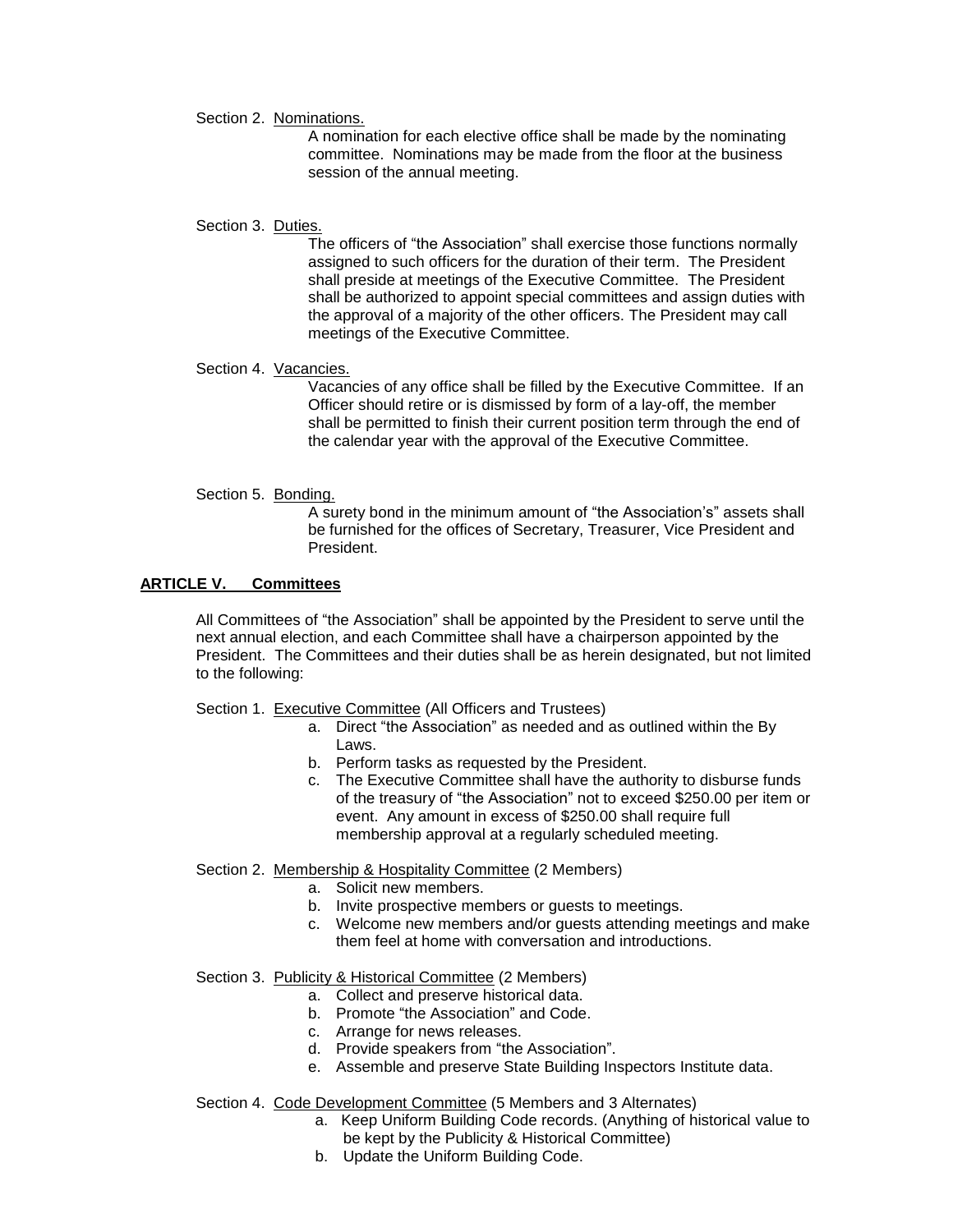Section 2. Nominations.

A nomination for each elective office shall be made by the nominating committee. Nominations may be made from the floor at the business session of the annual meeting.

Section 3. Duties.

The officers of "the Association" shall exercise those functions normally assigned to such officers for the duration of their term. The President shall preside at meetings of the Executive Committee. The President shall be authorized to appoint special committees and assign duties with the approval of a majority of the other officers. The President may call meetings of the Executive Committee.

Section 4. Vacancies.

Vacancies of any office shall be filled by the Executive Committee. If an Officer should retire or is dismissed by form of a lay-off, the member shall be permitted to finish their current position term through the end of the calendar year with the approval of the Executive Committee.

Section 5. Bonding.

A surety bond in the minimum amount of "the Association's" assets shall be furnished for the offices of Secretary, Treasurer, Vice President and President.

## ARTICLE V. Committees

All Committees of "the Association" shall be appointed by the President to serve until the next annual election, and each Committee shall have a chairperson appointed by the President. The Committees and their duties shall be as herein designated, but not limited to the following:

Section 1. Executive Committee (All Officers and Trustees)

a. Direct "the Association" as needed and as outlined within the By Laws.
b. Perform tasks as requested by the President.
c. The Executive Committee shall have the authority to disburse funds of the treasury of "the Association" not to exceed $250.00 per item or event. Any amount in excess of $250.00 shall require full membership approval at a regularly scheduled meeting.

Section 2. Membership & Hospitality Committee (2 Members)

a. Solicit new members.
b. Invite prospective members or guests to meetings.
c. Welcome new members and/or guests attending meetings and make them feel at home with conversation and introductions.

Section 3. Publicity & Historical Committee (2 Members)

a. Collect and preserve historical data.
b. Promote "the Association" and Code.
c. Arrange for news releases.
d. Provide speakers from "the Association".
e. Assemble and preserve State Building Inspectors Institute data.

Section 4. Code Development Committee (5 Members and 3 Alternates)

a. Keep Uniform Building Code records. (Anything of historical value to be kept by the Publicity & Historical Committee)
b. Update the Uniform Building Code.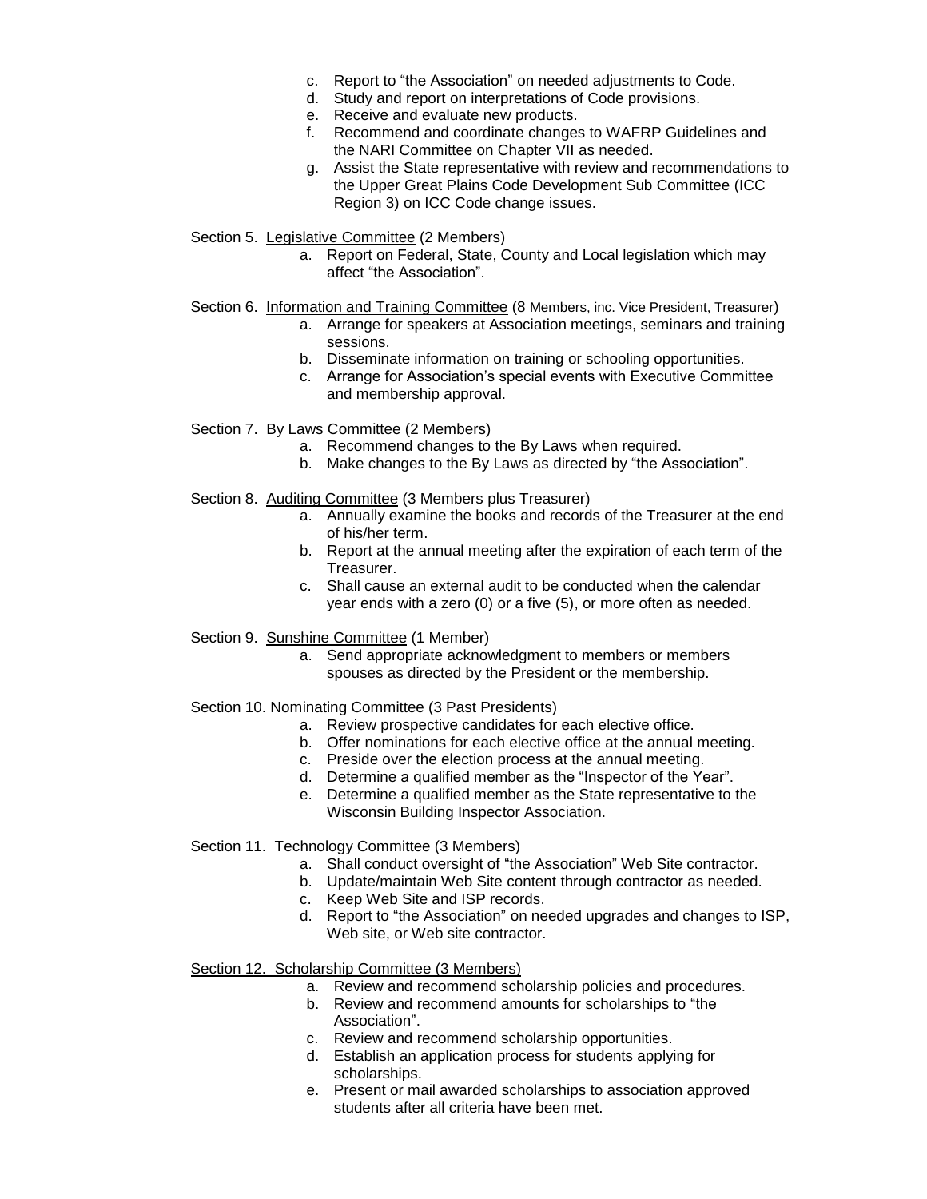c. Report to "the Association" on needed adjustments to Code.
d. Study and report on interpretations of Code provisions.
e. Receive and evaluate new products.
f. Recommend and coordinate changes to WAFRP Guidelines and the NARI Committee on Chapter VII as needed.
g. Assist the State representative with review and recommendations to the Upper Great Plains Code Development Sub Committee (ICC Region 3) on ICC Code change issues.

Section 5. Legislative Committee (2 Members)

a. Report on Federal, State, County and Local legislation which may affect "the Association".

Section 6. Information and Training Committee (8 Members, inc. Vice President, Treasurer)

a. Arrange for speakers at Association meetings, seminars and training sessions.
b. Disseminate information on training or schooling opportunities.
c. Arrange for Association's special events with Executive Committee and membership approval.

Section 7. By Laws Committee (2 Members)

a. Recommend changes to the By Laws when required.
b. Make changes to the By Laws as directed by "the Association".

Section 8. Auditing Committee (3 Members plus Treasurer)

a. Annually examine the books and records of the Treasurer at the end of his/her term.
b. Report at the annual meeting after the expiration of each term of the Treasurer.
c. Shall cause an external audit to be conducted when the calendar year ends with a zero (0) or a five (5), or more often as needed.

Section 9. Sunshine Committee (1 Member)

a. Send appropriate acknowledgment to members or members spouses as directed by the President or the membership.

Section 10. Nominating Committee (3 Past Presidents)

a. Review prospective candidates for each elective office.
b. Offer nominations for each elective office at the annual meeting.
c. Preside over the election process at the annual meeting.
d. Determine a qualified member as the "Inspector of the Year".
e. Determine a qualified member as the State representative to the Wisconsin Building Inspector Association.

Section 11. Technology Committee (3 Members)

a. Shall conduct oversight of "the Association" Web Site contractor.
b. Update/maintain Web Site content through contractor as needed.
c. Keep Web Site and ISP records.
d. Report to "the Association" on needed upgrades and changes to ISP, Web site, or Web site contractor.

Section 12. Scholarship Committee (3 Members)

a. Review and recommend scholarship policies and procedures.
b. Review and recommend amounts for scholarships to "the Association".
c. Review and recommend scholarship opportunities.
d. Establish an application process for students applying for scholarships.
e. Present or mail awarded scholarships to association approved students after all criteria have been met.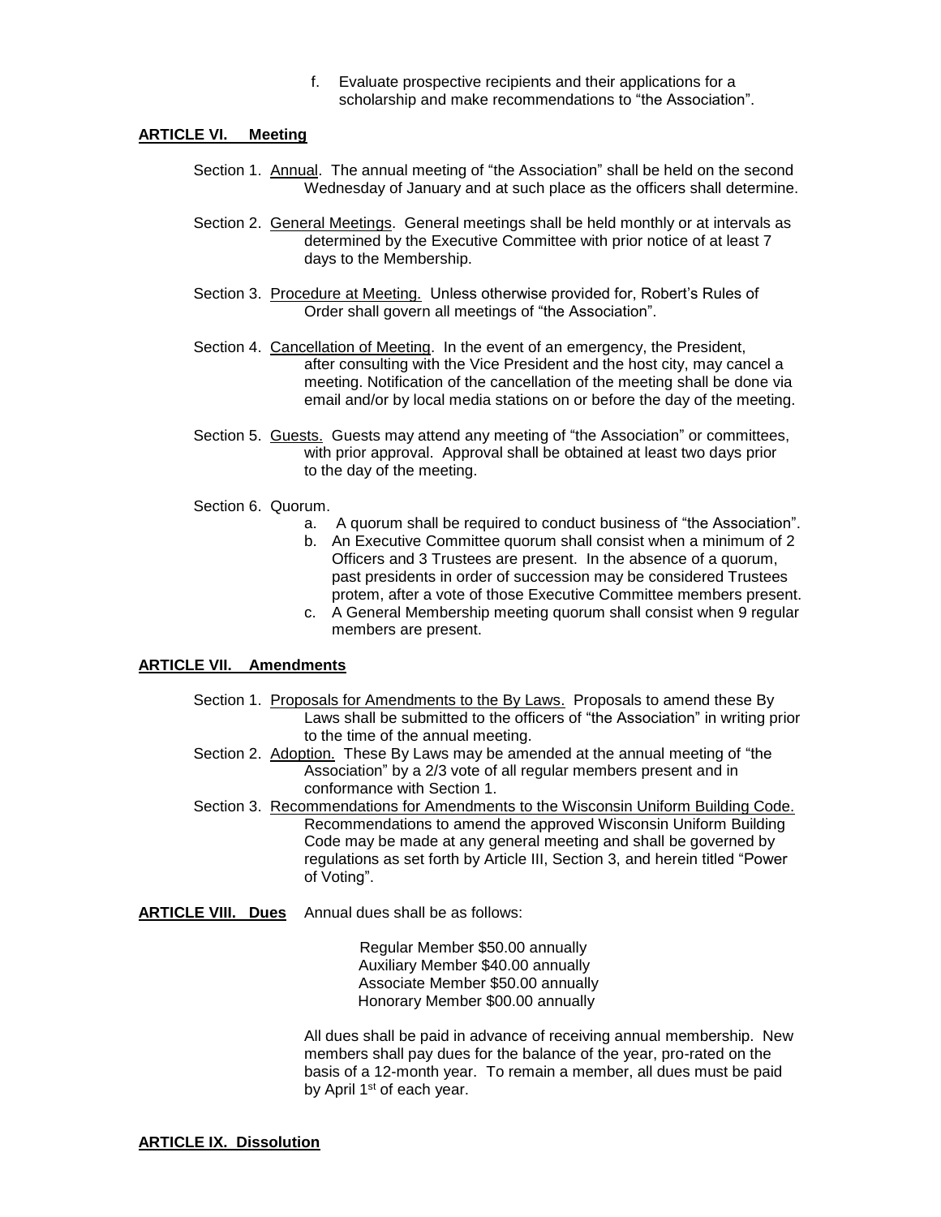f. Evaluate prospective recipients and their applications for a scholarship and make recommendations to "the Association".

## ARTICLE VI. Meeting

Section 1. Annual. The annual meeting of "the Association" shall be held on the second Wednesday of January and at such place as the officers shall determine.

Section 2. General Meetings. General meetings shall be held monthly or at intervals as determined by the Executive Committee with prior notice of at least 7 days to the Membership.

Section 3. Procedure at Meeting. Unless otherwise provided for, Robert's Rules of Order shall govern all meetings of "the Association".

Section 4. Cancellation of Meeting. In the event of an emergency, the President, after consulting with the Vice President and the host city, may cancel a meeting. Notification of the cancellation of the meeting shall be done via email and/or by local media stations on or before the day of the meeting.

Section 5. Guests. Guests may attend any meeting of "the Association" or committees, with prior approval. Approval shall be obtained at least two days prior to the day of the meeting.

Section 6. Quorum.

a. A quorum shall be required to conduct business of "the Association".
b. An Executive Committee quorum shall consist when a minimum of 2 Officers and 3 Trustees are present. In the absence of a quorum, past presidents in order of succession may be considered Trustees protem, after a vote of those Executive Committee members present.
c. A General Membership meeting quorum shall consist when 9 regular members are present.

## ARTICLE VII. Amendments

Section 1. Proposals for Amendments to the By Laws. Proposals to amend these By Laws shall be submitted to the officers of "the Association" in writing prior to the time of the annual meeting.

Section 2. Adoption. These By Laws may be amended at the annual meeting of "the Association" by a 2/3 vote of all regular members present and in conformance with Section 1.

Section 3. Recommendations for Amendments to the Wisconsin Uniform Building Code. Recommendations to amend the approved Wisconsin Uniform Building Code may be made at any general meeting and shall be governed by regulations as set forth by Article III, Section 3, and herein titled "Power of Voting".

## ARTICLE VIII. Dues

Annual dues shall be as follows:

Regular Member $50.00 annually
Auxiliary Member $40.00 annually
Associate Member $50.00 annually
Honorary Member $00.00 annually

All dues shall be paid in advance of receiving annual membership. New members shall pay dues for the balance of the year, pro-rated on the basis of a 12-month year. To remain a member, all dues must be paid by April 1st of each year.

## ARTICLE IX. Dissolution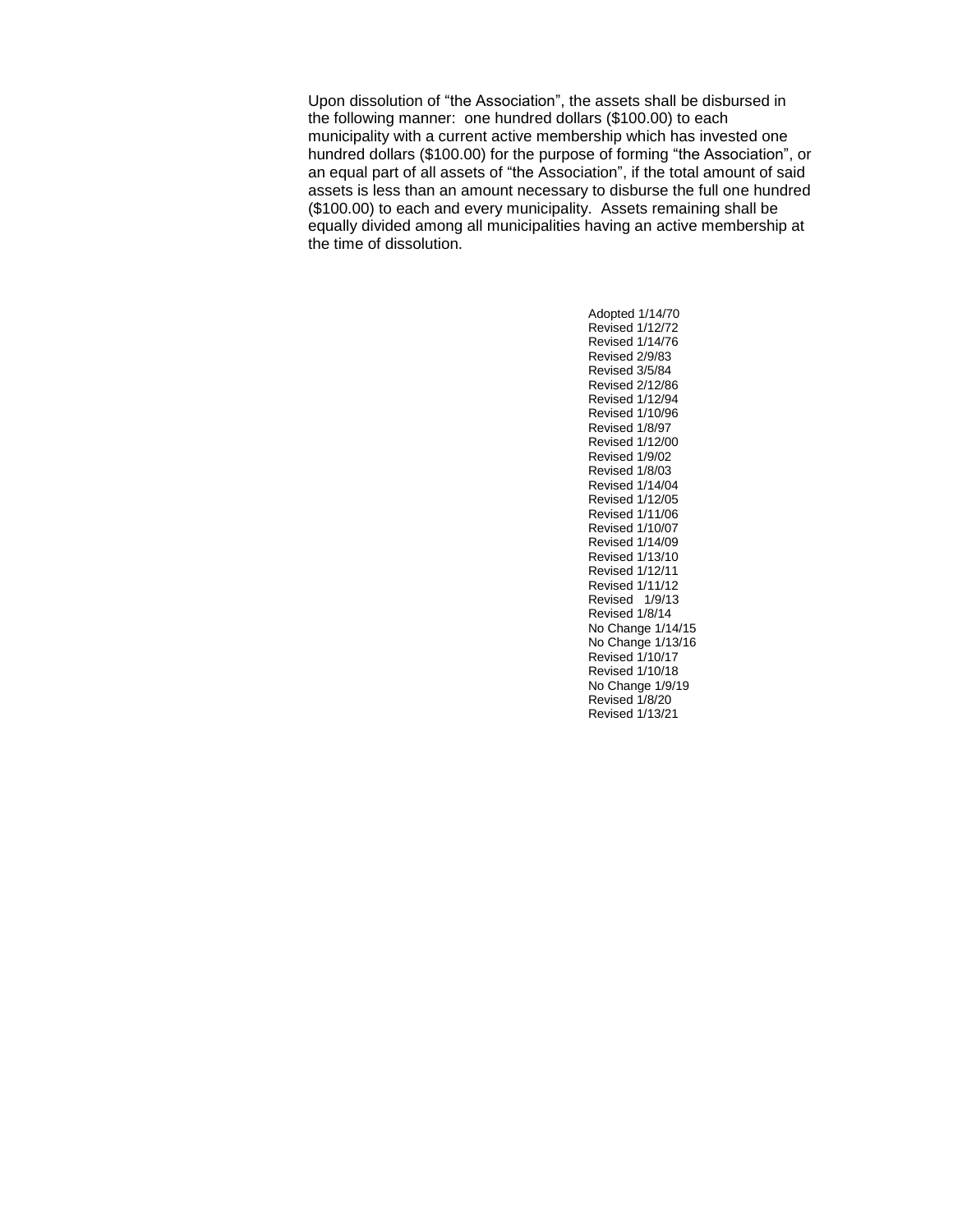Upon dissolution of "the Association", the assets shall be disbursed in the following manner: one hundred dollars ($100.00) to each municipality with a current active membership which has invested one hundred dollars ($100.00) for the purpose of forming "the Association", or an equal part of all assets of "the Association", if the total amount of said assets is less than an amount necessary to disburse the full one hundred ($100.00) to each and every municipality. Assets remaining shall be equally divided among all municipalities having an active membership at the time of dissolution.

Adopted 1/14/70
Revised 1/12/72
Revised 1/14/76
Revised 2/9/83
Revised 3/5/84
Revised 2/12/86
Revised 1/12/94
Revised 1/10/96
Revised 1/8/97
Revised 1/12/00
Revised 1/9/02
Revised 1/8/03
Revised 1/14/04
Revised 1/12/05
Revised 1/11/06
Revised 1/10/07
Revised 1/14/09
Revised 1/13/10
Revised 1/12/11
Revised 1/11/12
Revised 1/9/13
Revised 1/8/14
No Change 1/14/15
No Change 1/13/16
Revised 1/10/17
Revised 1/10/18
No Change 1/9/19
Revised 1/8/20
Revised 1/13/21